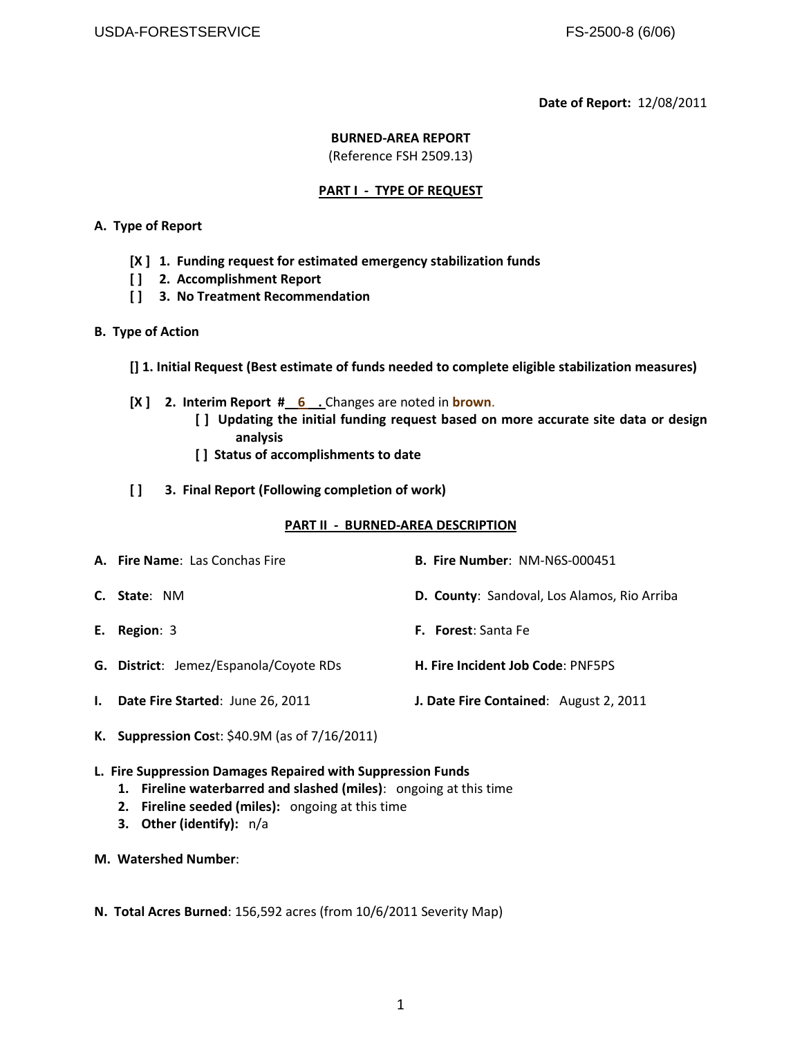**Date of Report:** 12/08/2011

# BURNED-AREA REPORT

(Reference FSH 2509.13)

## PART I - TYPE OF REQUEST

**A. Type of Report**

- **[X ] 1. Funding request for estimated emergency stabilization funds**
- **[ ] 2. Accomplishment Report**
- **[ ] 3. No Treatment Recommendation**

**B. Type of Action**

- **[] 1. Initial Request (Best estimate of funds needed to complete eligible stabilization measures)**
- **[X ] 2. Interim Report # 6 .** Changes are noted in **brown**.
  - **[ ] Updating the initial funding request based on more accurate site data or design analysis**
  - **[ ] Status of accomplishments to date**
- **[ ] 3. Final Report (Following completion of work)**

## PART II - BURNED-AREA DESCRIPTION

**A. Fire Name**: Las Conchas Fire

**B. Fire Number**: NM-N6S-000451

**C. State**: NM

**D. County**: Sandoval, Los Alamos, Rio Arriba

**E. Region**: 3

**F. Forest**: Santa Fe

**G. District**: Jemez/Espanola/Coyote RDs

**H. Fire Incident Job Code**: PNF5PS

**I. Date Fire Started**: June 26, 2011

**J. Date Fire Contained**: August 2, 2011

**K. Suppression Cost**: $40.9M (as of 7/16/2011)

**L. Fire Suppression Damages Repaired with Suppression Funds**

1. **Fireline waterbarred and slashed (miles)**: ongoing at this time
2. **Fireline seeded (miles):** ongoing at this time
3. **Other (identify):** n/a

**M. Watershed Number**:

**N. Total Acres Burned**: 156,592 acres (from 10/6/2011 Severity Map)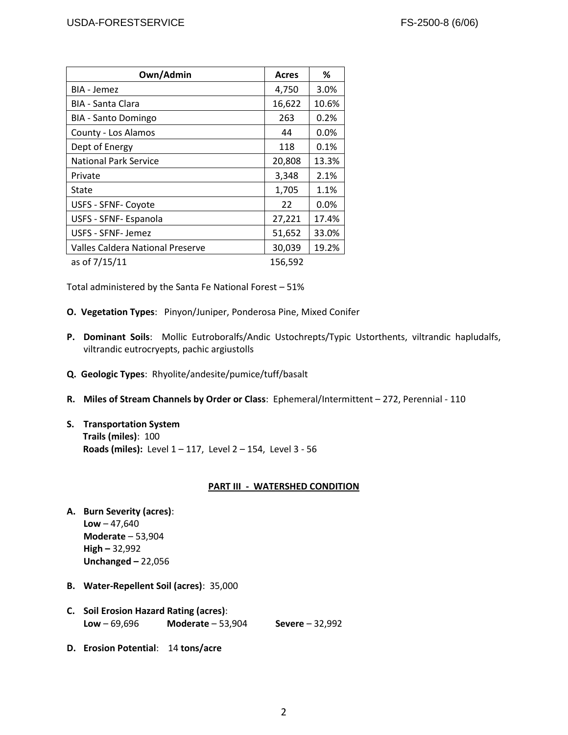| Own/Admin | Acres | % |
|---|---|---|
| BIA - Jemez | 4,750 | 3.0% |
| BIA - Santa Clara | 16,622 | 10.6% |
| BIA - Santo Domingo | 263 | 0.2% |
| County - Los Alamos | 44 | 0.0% |
| Dept of Energy | 118 | 0.1% |
| National Park Service | 20,808 | 13.3% |
| Private | 3,348 | 2.1% |
| State | 1,705 | 1.1% |
| USFS - SFNF- Coyote | 22 | 0.0% |
| USFS - SFNF- Espanola | 27,221 | 17.4% |
| USFS - SFNF- Jemez | 51,652 | 33.0% |
| Valles Caldera National Preserve | 30,039 | 19.2% |
| as of 7/15/11 | 156,592 | |

Total administered by the Santa Fe National Forest – 51%

**O. Vegetation Types**: Pinyon/Juniper, Ponderosa Pine, Mixed Conifer

**P. Dominant Soils**: Mollic Eutroboralfs/Andic Ustochrepts/Typic Ustorthents, viltrandic hapludalfs, viltrandic eutrocryepts, pachic argiustolls

**Q. Geologic Types**: Rhyolite/andesite/pumice/tuff/basalt

**R. Miles of Stream Channels by Order or Class**: Ephemeral/Intermittent – 272, Perennial - 110

**S. Transportation System**
**Trails (miles)**: 100
**Roads (miles):** Level 1 – 117, Level 2 – 154, Level 3 - 56

## PART III - WATERSHED CONDITION

**A. Burn Severity (acres)**:
**Low** – 47,640
**Moderate** – 53,904
**High –** 32,992
**Unchanged –** 22,056

**B. Water-Repellent Soil (acres)**: 35,000

**C. Soil Erosion Hazard Rating (acres)**:
**Low** – 69,696 **Moderate** – 53,904 **Severe** – 32,992

**D. Erosion Potential**: 14 **tons/acre**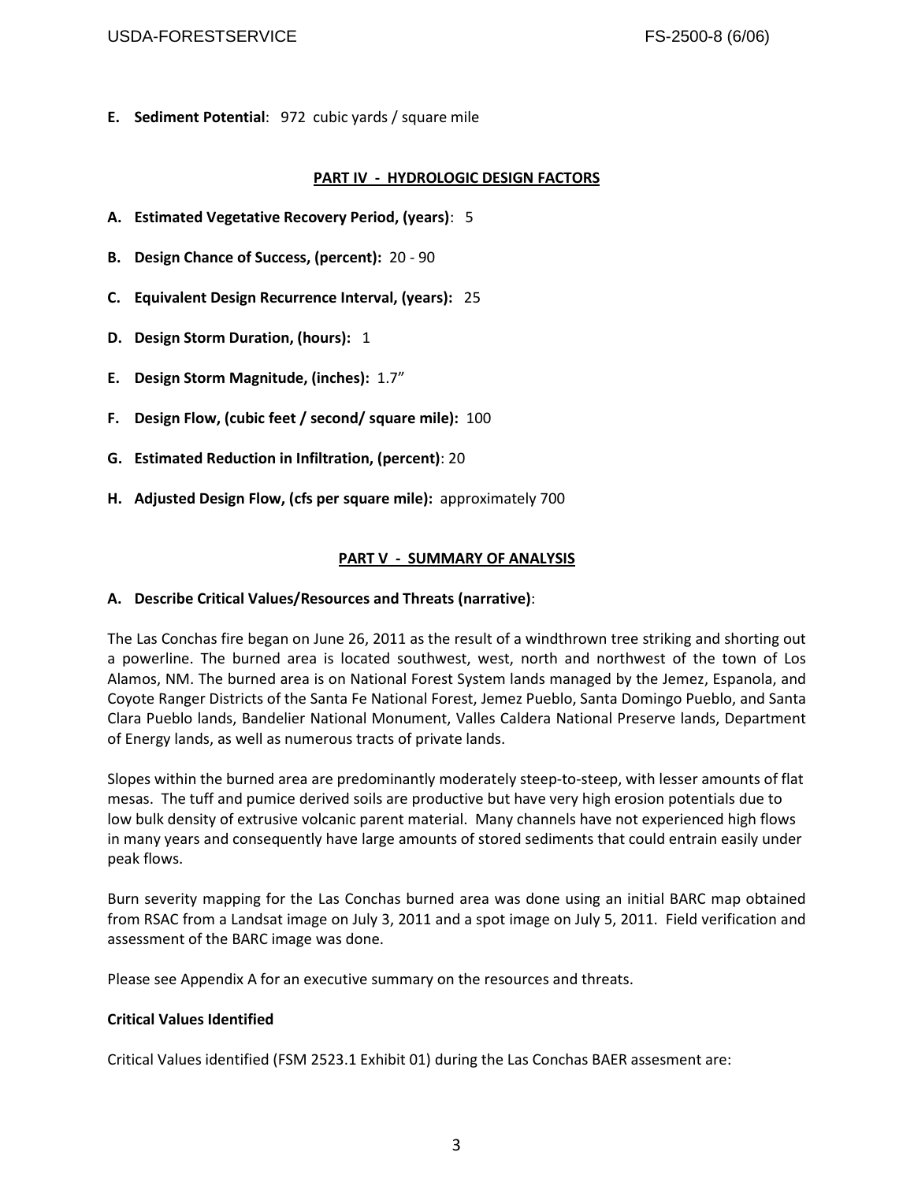**E. Sediment Potential**: 972 cubic yards / square mile

## PART IV - HYDROLOGIC DESIGN FACTORS

**A. Estimated Vegetative Recovery Period, (years)**: 5

**B. Design Chance of Success, (percent):** 20 - 90

**C. Equivalent Design Recurrence Interval, (years):** 25

**D. Design Storm Duration, (hours):** 1

**E. Design Storm Magnitude, (inches):** 1.7"

**F. Design Flow, (cubic feet / second/ square mile):** 100

**G. Estimated Reduction in Infiltration, (percent)**: 20

**H. Adjusted Design Flow, (cfs per square mile):** approximately 700

## PART V - SUMMARY OF ANALYSIS

**A. Describe Critical Values/Resources and Threats (narrative)**:

The Las Conchas fire began on June 26, 2011 as the result of a windthrown tree striking and shorting out a powerline. The burned area is located southwest, west, north and northwest of the town of Los Alamos, NM. The burned area is on National Forest System lands managed by the Jemez, Espanola, and Coyote Ranger Districts of the Santa Fe National Forest, Jemez Pueblo, Santa Domingo Pueblo, and Santa Clara Pueblo lands, Bandelier National Monument, Valles Caldera National Preserve lands, Department of Energy lands, as well as numerous tracts of private lands.

Slopes within the burned area are predominantly moderately steep-to-steep, with lesser amounts of flat mesas. The tuff and pumice derived soils are productive but have very high erosion potentials due to low bulk density of extrusive volcanic parent material. Many channels have not experienced high flows in many years and consequently have large amounts of stored sediments that could entrain easily under peak flows.

Burn severity mapping for the Las Conchas burned area was done using an initial BARC map obtained from RSAC from a Landsat image on July 3, 2011 and a spot image on July 5, 2011. Field verification and assessment of the BARC image was done.

Please see Appendix A for an executive summary on the resources and threats.

**Critical Values Identified**

Critical Values identified (FSM 2523.1 Exhibit 01) during the Las Conchas BAER assesment are: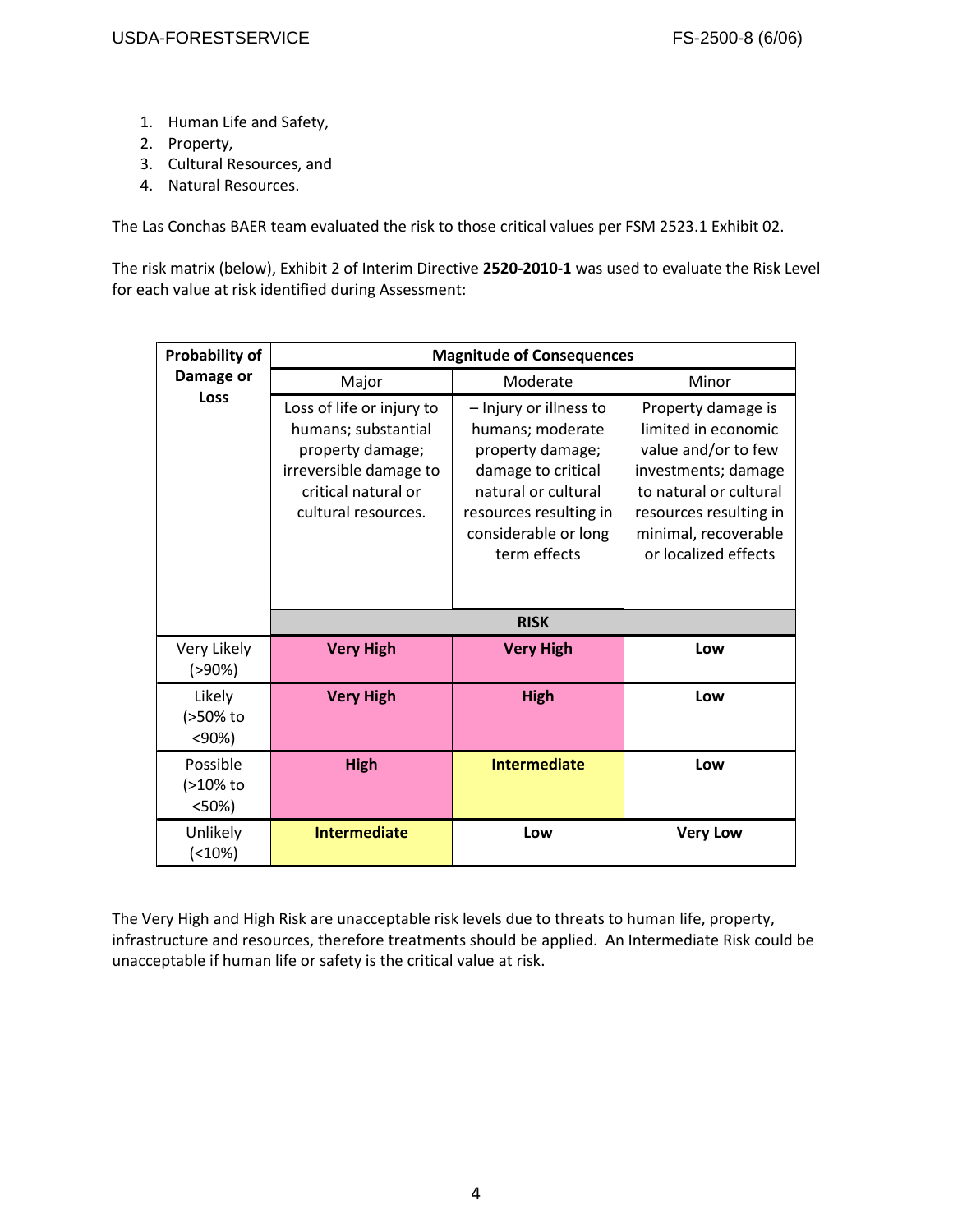1. Human Life and Safety,
2. Property,
3. Cultural Resources, and
4. Natural Resources.

The Las Conchas BAER team evaluated the risk to those critical values per FSM 2523.1 Exhibit 02.

The risk matrix (below), Exhibit 2 of Interim Directive **2520-2010-1** was used to evaluate the Risk Level for each value at risk identified during Assessment:

| **Probability of Damage or Loss** | **Magnitude of Consequences** | | |
|---|---|---|---|
| | Major | Moderate | Minor |
| | Loss of life or injury to humans; substantial property damage; irreversible damage to critical natural or cultural resources. | – Injury or illness to humans; moderate property damage; damage to critical natural or cultural resources resulting in considerable or long term effects | Property damage is limited in economic value and/or to few investments; damage to natural or cultural resources resulting in minimal, recoverable or localized effects |
| | **RISK** | | |
| Very Likely (>90%) | **Very High** | **Very High** | **Low** |
| Likely (>50% to <90%) | **Very High** | **High** | **Low** |
| Possible (>10% to <50%) | **High** | **Intermediate** | **Low** |
| Unlikely (<10%) | **Intermediate** | **Low** | **Very Low** |

The Very High and High Risk are unacceptable risk levels due to threats to human life, property, infrastructure and resources, therefore treatments should be applied. An Intermediate Risk could be unacceptable if human life or safety is the critical value at risk.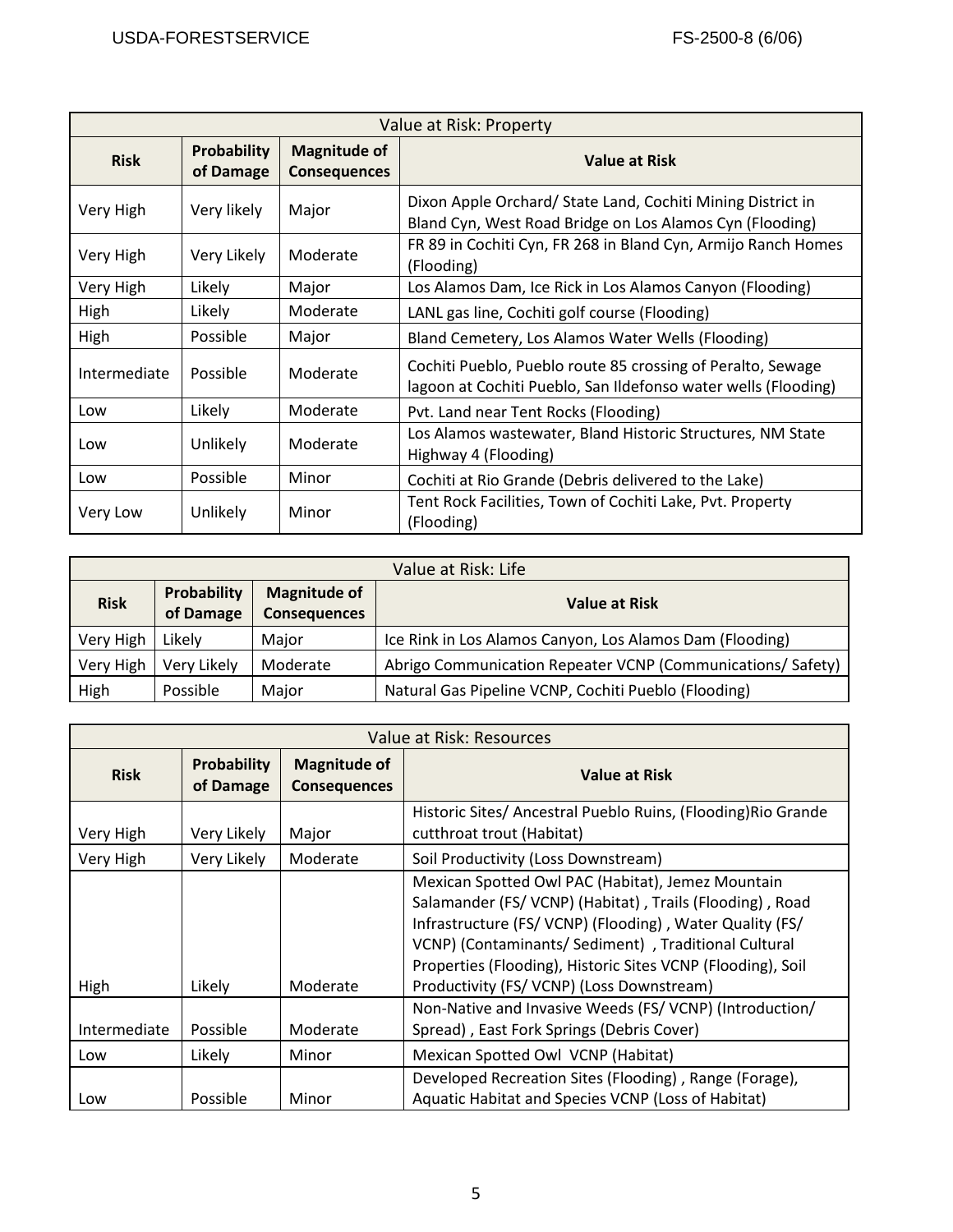| Value at Risk: Property | | | |
|---|---|---|---|
| **Risk** | **Probability of Damage** | **Magnitude of Consequences** | **Value at Risk** |
| Very High | Very likely | Major | Dixon Apple Orchard/ State Land, Cochiti Mining District in Bland Cyn, West Road Bridge on Los Alamos Cyn (Flooding) |
| Very High | Very Likely | Moderate | FR 89 in Cochiti Cyn, FR 268 in Bland Cyn, Armijo Ranch Homes (Flooding) |
| Very High | Likely | Major | Los Alamos Dam, Ice Rick in Los Alamos Canyon (Flooding) |
| High | Likely | Moderate | LANL gas line, Cochiti golf course (Flooding) |
| High | Possible | Major | Bland Cemetery, Los Alamos Water Wells (Flooding) |
| Intermediate | Possible | Moderate | Cochiti Pueblo, Pueblo route 85 crossing of Peralto, Sewage lagoon at Cochiti Pueblo, San Ildefonso water wells (Flooding) |
| Low | Likely | Moderate | Pvt. Land near Tent Rocks (Flooding) |
| Low | Unlikely | Moderate | Los Alamos wastewater, Bland Historic Structures, NM State Highway 4 (Flooding) |
| Low | Possible | Minor | Cochiti at Rio Grande (Debris delivered to the Lake) |
| Very Low | Unlikely | Minor | Tent Rock Facilities, Town of Cochiti Lake, Pvt. Property (Flooding) |

| Value at Risk: Life | | | |
|---|---|---|---|
| **Risk** | **Probability of Damage** | **Magnitude of Consequences** | **Value at Risk** |
| Very High | Likely | Major | Ice Rink in Los Alamos Canyon, Los Alamos Dam (Flooding) |
| Very High | Very Likely | Moderate | Abrigo Communication Repeater VCNP (Communications/ Safety) |
| High | Possible | Major | Natural Gas Pipeline VCNP, Cochiti Pueblo (Flooding) |

| Value at Risk: Resources | | | |
|---|---|---|---|
| **Risk** | **Probability of Damage** | **Magnitude of Consequences** | **Value at Risk** |
| Very High | Very Likely | Major | Historic Sites/ Ancestral Pueblo Ruins, (Flooding)Rio Grande cutthroat trout (Habitat) |
| Very High | Very Likely | Moderate | Soil Productivity (Loss Downstream) |
| High | Likely | Moderate | Mexican Spotted Owl PAC (Habitat), Jemez Mountain Salamander (FS/ VCNP) (Habitat) , Trails (Flooding) , Road Infrastructure (FS/ VCNP) (Flooding) , Water Quality (FS/ VCNP) (Contaminants/ Sediment) , Traditional Cultural Properties (Flooding), Historic Sites VCNP (Flooding), Soil Productivity (FS/ VCNP) (Loss Downstream) |
| Intermediate | Possible | Moderate | Non-Native and Invasive Weeds (FS/ VCNP) (Introduction/ Spread) , East Fork Springs (Debris Cover) |
| Low | Likely | Minor | Mexican Spotted Owl VCNP (Habitat) |
| Low | Possible | Minor | Developed Recreation Sites (Flooding) , Range (Forage), Aquatic Habitat and Species VCNP (Loss of Habitat) |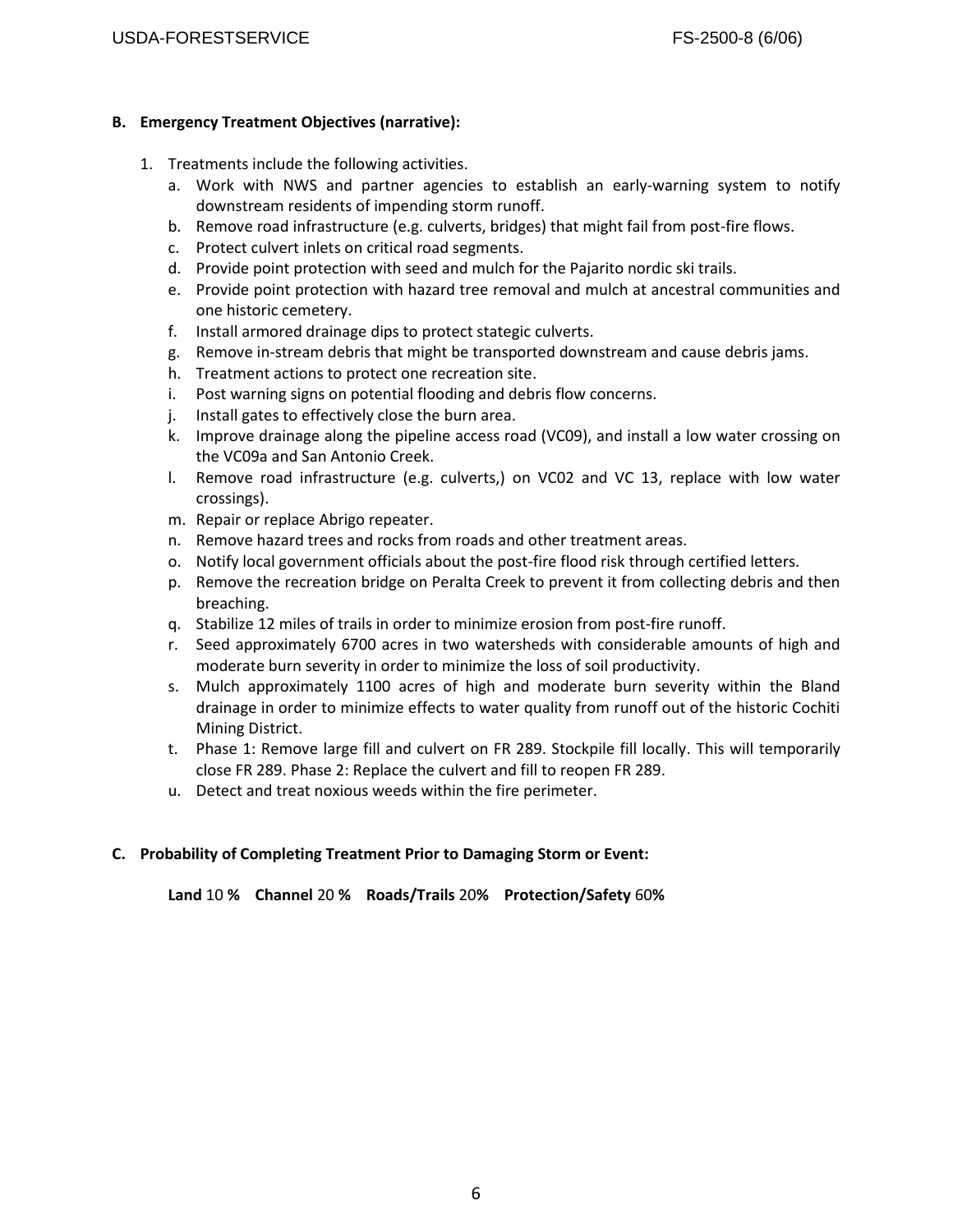**B. Emergency Treatment Objectives (narrative):**

1. Treatments include the following activities.
   a. Work with NWS and partner agencies to establish an early-warning system to notify downstream residents of impending storm runoff.
   b. Remove road infrastructure (e.g. culverts, bridges) that might fail from post-fire flows.
   c. Protect culvert inlets on critical road segments.
   d. Provide point protection with seed and mulch for the Pajarito nordic ski trails.
   e. Provide point protection with hazard tree removal and mulch at ancestral communities and one historic cemetery.
   f. Install armored drainage dips to protect stategic culverts.
   g. Remove in-stream debris that might be transported downstream and cause debris jams.
   h. Treatment actions to protect one recreation site.
   i. Post warning signs on potential flooding and debris flow concerns.
   j. Install gates to effectively close the burn area.
   k. Improve drainage along the pipeline access road (VC09), and install a low water crossing on the VC09a and San Antonio Creek.
   l. Remove road infrastructure (e.g. culverts,) on VC02 and VC 13, replace with low water crossings).
   m. Repair or replace Abrigo repeater.
   n. Remove hazard trees and rocks from roads and other treatment areas.
   o. Notify local government officials about the post-fire flood risk through certified letters.
   p. Remove the recreation bridge on Peralta Creek to prevent it from collecting debris and then breaching.
   q. Stabilize 12 miles of trails in order to minimize erosion from post-fire runoff.
   r. Seed approximately 6700 acres in two watersheds with considerable amounts of high and moderate burn severity in order to minimize the loss of soil productivity.
   s. Mulch approximately 1100 acres of high and moderate burn severity within the Bland drainage in order to minimize effects to water quality from runoff out of the historic Cochiti Mining District.
   t. Phase 1: Remove large fill and culvert on FR 289. Stockpile fill locally. This will temporarily close FR 289. Phase 2: Replace the culvert and fill to reopen FR 289.
   u. Detect and treat noxious weeds within the fire perimeter.

**C. Probability of Completing Treatment Prior to Damaging Storm or Event:**

**Land** 10 **%** **Channel** 20 **%** **Roads/Trails** 20**%** **Protection/Safety** 60**%**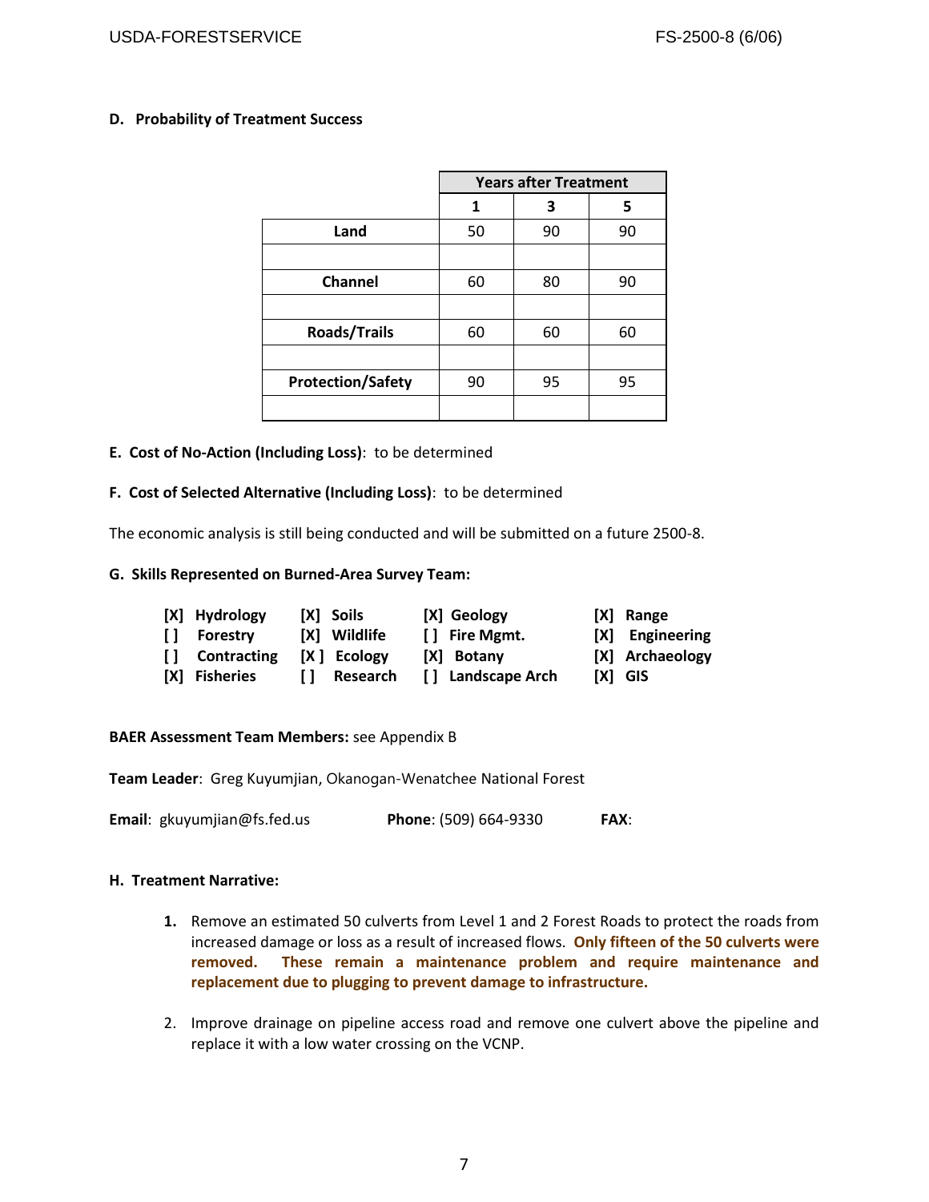### D. Probability of Treatment Success

| | Years after Treatment | | |
|---|---|---|---|
| | 1 | 3 | 5 |
| **Land** | 50 | 90 | 90 |
| | | | |
| **Channel** | 60 | 80 | 90 |
| | | | |
| **Roads/Trails** | 60 | 60 | 60 |
| | | | |
| **Protection/Safety** | 90 | 95 | 95 |
| | | | |

**E. Cost of No-Action (Including Loss)**: to be determined

**F. Cost of Selected Alternative (Including Loss)**: to be determined

The economic analysis is still being conducted and will be submitted on a future 2500-8.

**G. Skills Represented on Burned-Area Survey Team:**

| | | | |
|---|---|---|---|
| **[X] Hydrology** | **[X] Soils** | **[X] Geology** | **[X] Range** |
| **[ ] Forestry** | **[X] Wildlife** | **[ ] Fire Mgmt.** | **[X] Engineering** |
| **[ ] Contracting** | **[X ] Ecology** | **[X] Botany** | **[X] Archaeology** |
| **[X] Fisheries** | **[ ] Research** | **[ ] Landscape Arch** | **[X] GIS** |

**BAER Assessment Team Members:** see Appendix B

**Team Leader**: Greg Kuyumjian, Okanogan-Wenatchee National Forest

**Email**: gkuyumjian@fs.fed.us **Phone**: (509) 664-9330 **FAX**:

**H. Treatment Narrative:**

1. Remove an estimated 50 culverts from Level 1 and 2 Forest Roads to protect the roads from increased damage or loss as a result of increased flows. **Only fifteen of the 50 culverts were removed. These remain a maintenance problem and require maintenance and replacement due to plugging to prevent damage to infrastructure.**

2. Improve drainage on pipeline access road and remove one culvert above the pipeline and replace it with a low water crossing on the VCNP.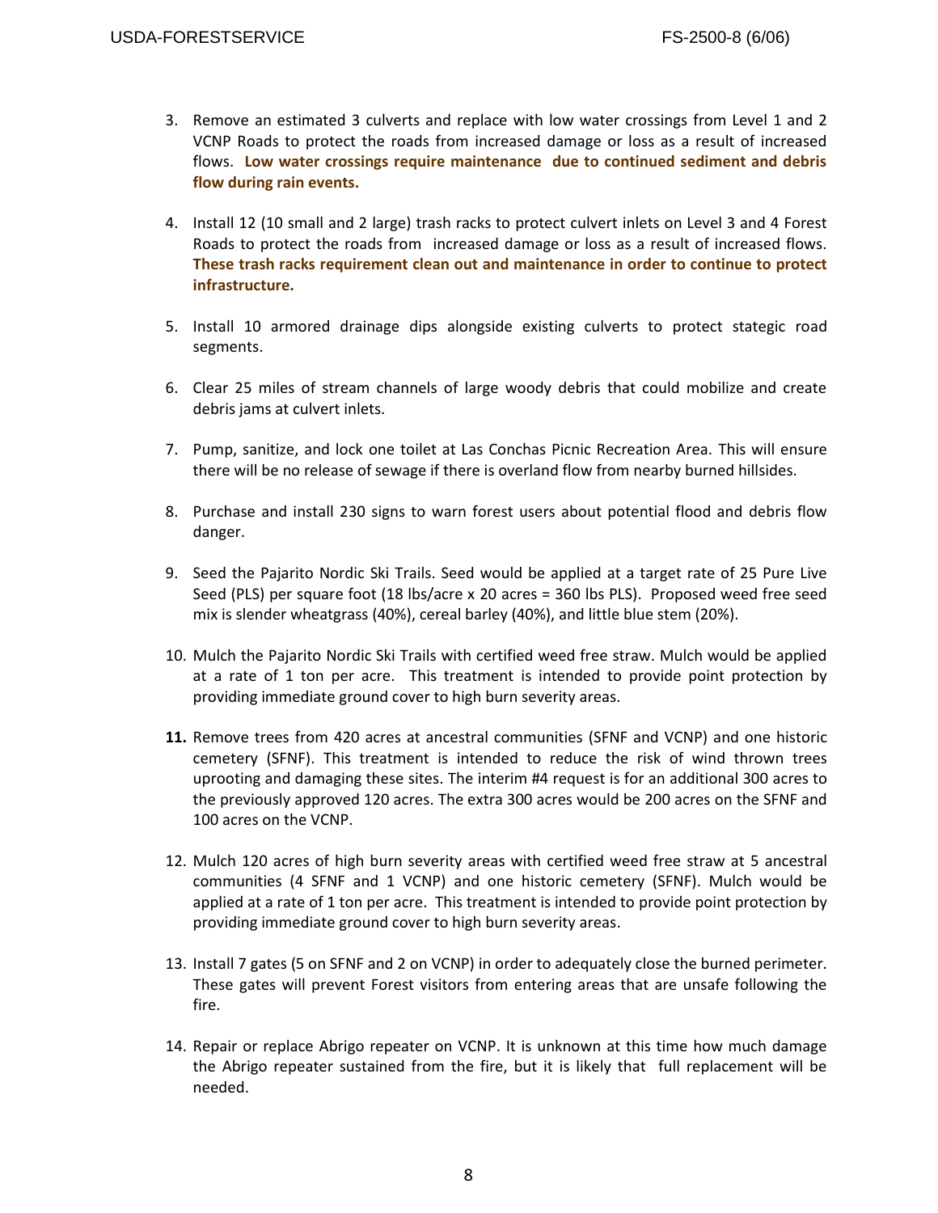3. Remove an estimated 3 culverts and replace with low water crossings from Level 1 and 2 VCNP Roads to protect the roads from increased damage or loss as a result of increased flows. **Low water crossings require maintenance due to continued sediment and debris flow during rain events.**

4. Install 12 (10 small and 2 large) trash racks to protect culvert inlets on Level 3 and 4 Forest Roads to protect the roads from increased damage or loss as a result of increased flows. **These trash racks requirement clean out and maintenance in order to continue to protect infrastructure.**

5. Install 10 armored drainage dips alongside existing culverts to protect stategic road segments.

6. Clear 25 miles of stream channels of large woody debris that could mobilize and create debris jams at culvert inlets.

7. Pump, sanitize, and lock one toilet at Las Conchas Picnic Recreation Area. This will ensure there will be no release of sewage if there is overland flow from nearby burned hillsides.

8. Purchase and install 230 signs to warn forest users about potential flood and debris flow danger.

9. Seed the Pajarito Nordic Ski Trails. Seed would be applied at a target rate of 25 Pure Live Seed (PLS) per square foot (18 lbs/acre x 20 acres = 360 lbs PLS). Proposed weed free seed mix is slender wheatgrass (40%), cereal barley (40%), and little blue stem (20%).

10. Mulch the Pajarito Nordic Ski Trails with certified weed free straw. Mulch would be applied at a rate of 1 ton per acre. This treatment is intended to provide point protection by providing immediate ground cover to high burn severity areas.

11. Remove trees from 420 acres at ancestral communities (SFNF and VCNP) and one historic cemetery (SFNF). This treatment is intended to reduce the risk of wind thrown trees uprooting and damaging these sites. The interim #4 request is for an additional 300 acres to the previously approved 120 acres. The extra 300 acres would be 200 acres on the SFNF and 100 acres on the VCNP.

12. Mulch 120 acres of high burn severity areas with certified weed free straw at 5 ancestral communities (4 SFNF and 1 VCNP) and one historic cemetery (SFNF). Mulch would be applied at a rate of 1 ton per acre. This treatment is intended to provide point protection by providing immediate ground cover to high burn severity areas.

13. Install 7 gates (5 on SFNF and 2 on VCNP) in order to adequately close the burned perimeter. These gates will prevent Forest visitors from entering areas that are unsafe following the fire.

14. Repair or replace Abrigo repeater on VCNP. It is unknown at this time how much damage the Abrigo repeater sustained from the fire, but it is likely that full replacement will be needed.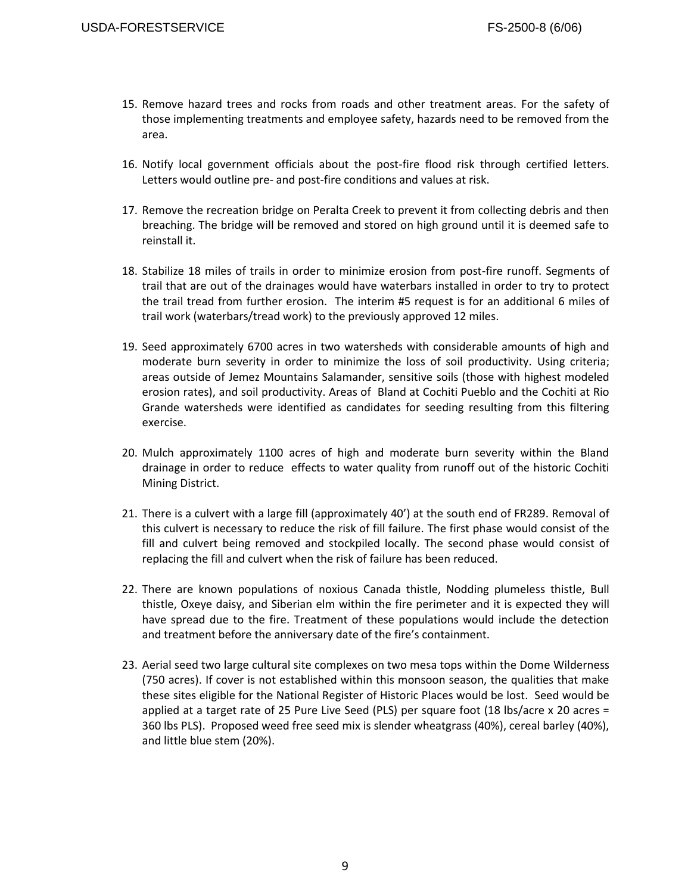15. Remove hazard trees and rocks from roads and other treatment areas. For the safety of those implementing treatments and employee safety, hazards need to be removed from the area.

16. Notify local government officials about the post-fire flood risk through certified letters. Letters would outline pre- and post-fire conditions and values at risk.

17. Remove the recreation bridge on Peralta Creek to prevent it from collecting debris and then breaching. The bridge will be removed and stored on high ground until it is deemed safe to reinstall it.

18. Stabilize 18 miles of trails in order to minimize erosion from post-fire runoff. Segments of trail that are out of the drainages would have waterbars installed in order to try to protect the trail tread from further erosion. The interim #5 request is for an additional 6 miles of trail work (waterbars/tread work) to the previously approved 12 miles.

19. Seed approximately 6700 acres in two watersheds with considerable amounts of high and moderate burn severity in order to minimize the loss of soil productivity. Using criteria; areas outside of Jemez Mountains Salamander, sensitive soils (those with highest modeled erosion rates), and soil productivity. Areas of Bland at Cochiti Pueblo and the Cochiti at Rio Grande watersheds were identified as candidates for seeding resulting from this filtering exercise.

20. Mulch approximately 1100 acres of high and moderate burn severity within the Bland drainage in order to reduce effects to water quality from runoff out of the historic Cochiti Mining District.

21. There is a culvert with a large fill (approximately 40') at the south end of FR289. Removal of this culvert is necessary to reduce the risk of fill failure. The first phase would consist of the fill and culvert being removed and stockpiled locally. The second phase would consist of replacing the fill and culvert when the risk of failure has been reduced.

22. There are known populations of noxious Canada thistle, Nodding plumeless thistle, Bull thistle, Oxeye daisy, and Siberian elm within the fire perimeter and it is expected they will have spread due to the fire. Treatment of these populations would include the detection and treatment before the anniversary date of the fire's containment.

23. Aerial seed two large cultural site complexes on two mesa tops within the Dome Wilderness (750 acres). If cover is not established within this monsoon season, the qualities that make these sites eligible for the National Register of Historic Places would be lost. Seed would be applied at a target rate of 25 Pure Live Seed (PLS) per square foot (18 lbs/acre x 20 acres = 360 lbs PLS). Proposed weed free seed mix is slender wheatgrass (40%), cereal barley (40%), and little blue stem (20%).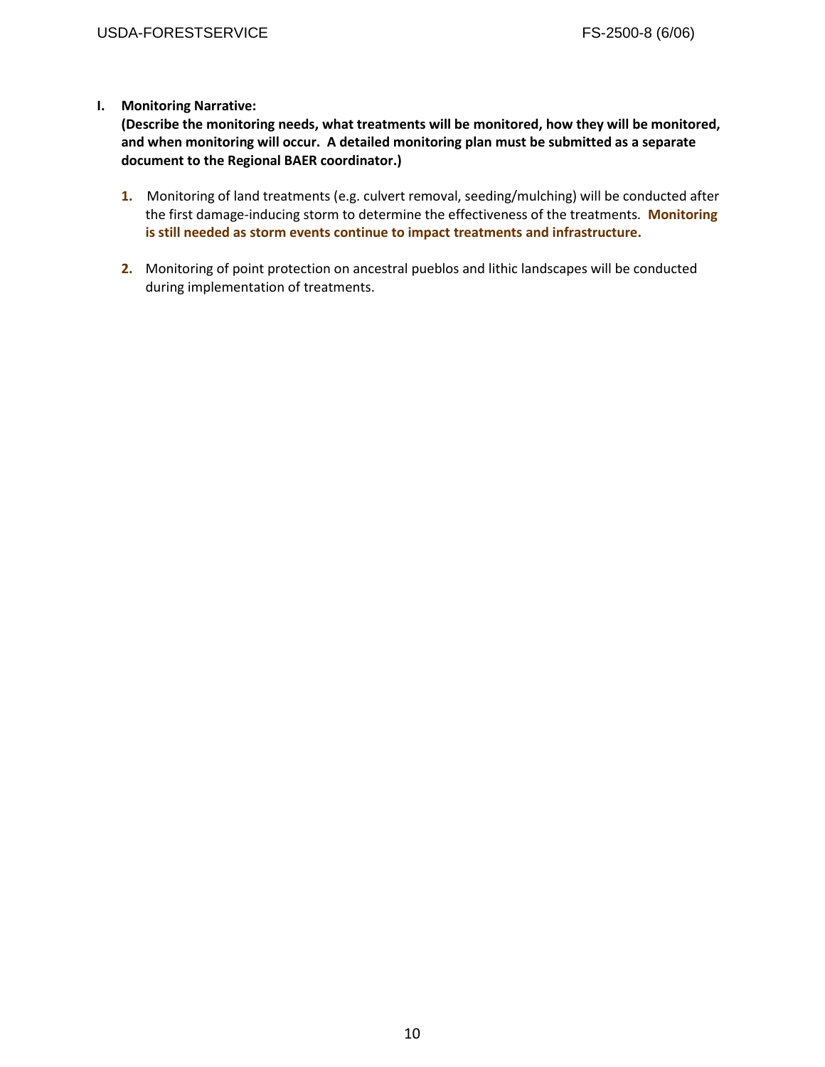**I. Monitoring Narrative:**

**(Describe the monitoring needs, what treatments will be monitored, how they will be monitored, and when monitoring will occur. A detailed monitoring plan must be submitted as a separate document to the Regional BAER coordinator.)**

1. Monitoring of land treatments (e.g. culvert removal, seeding/mulching) will be conducted after the first damage-inducing storm to determine the effectiveness of the treatments. **Monitoring is still needed as storm events continue to impact treatments and infrastructure.**

2. Monitoring of point protection on ancestral pueblos and lithic landscapes will be conducted during implementation of treatments.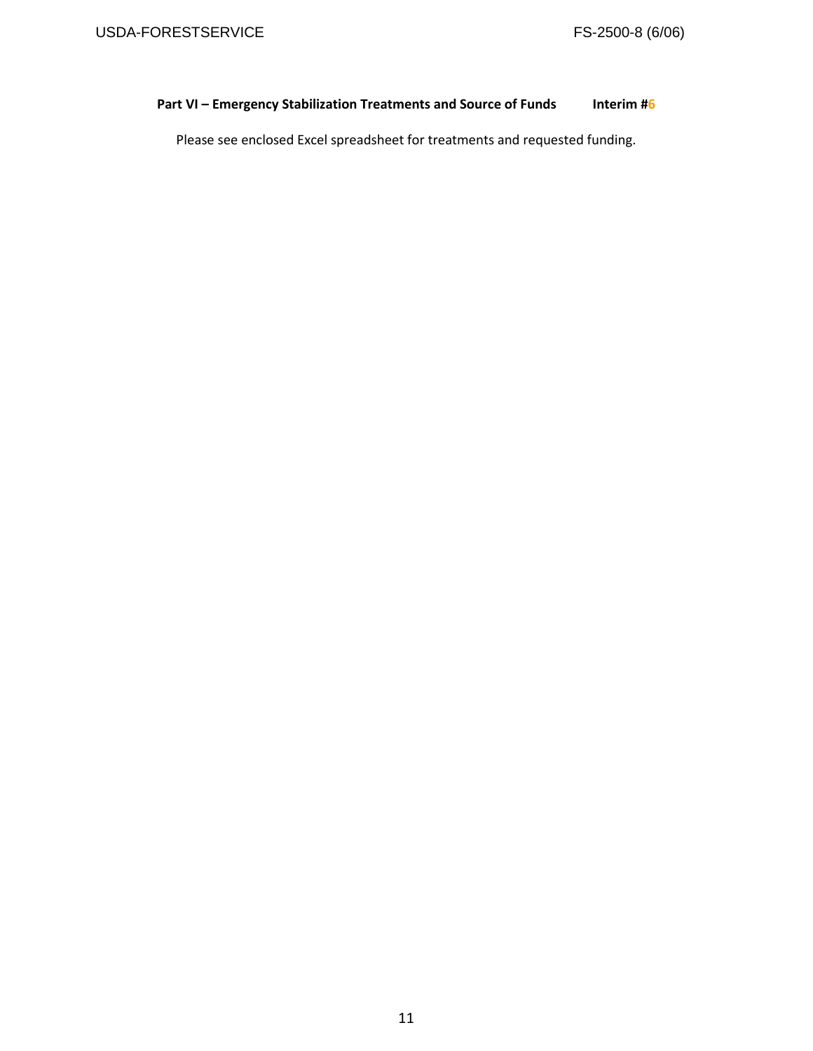**Part VI – Emergency Stabilization Treatments and Source of Funds Interim #6**

Please see enclosed Excel spreadsheet for treatments and requested funding.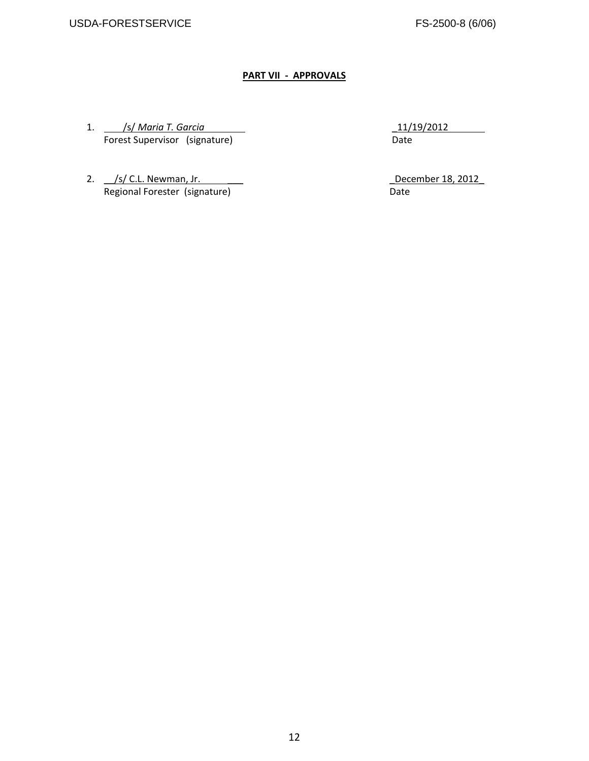**PART VII - APPROVALS**

1. /s/ *Maria T. Garcia* &nbsp;&nbsp;&nbsp;&nbsp;&nbsp;&nbsp;&nbsp;&nbsp; 11/19/2012
   Forest Supervisor (signature) &nbsp;&nbsp;&nbsp;&nbsp;&nbsp;&nbsp;&nbsp;&nbsp; Date

2. /s/ C.L. Newman, Jr. &nbsp;&nbsp;&nbsp;&nbsp;&nbsp;&nbsp;&nbsp;&nbsp; December 18, 2012
   Regional Forester (signature) &nbsp;&nbsp;&nbsp;&nbsp;&nbsp;&nbsp;&nbsp;&nbsp; Date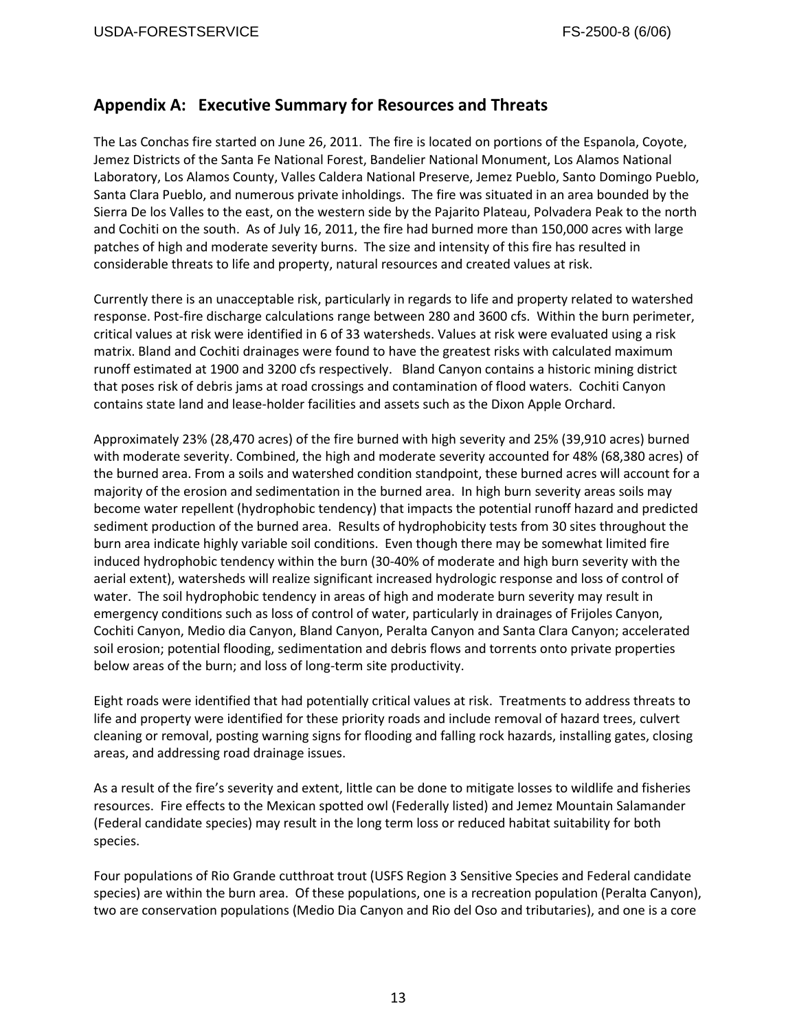## Appendix A: Executive Summary for Resources and Threats

The Las Conchas fire started on June 26, 2011. The fire is located on portions of the Espanola, Coyote, Jemez Districts of the Santa Fe National Forest, Bandelier National Monument, Los Alamos National Laboratory, Los Alamos County, Valles Caldera National Preserve, Jemez Pueblo, Santo Domingo Pueblo, Santa Clara Pueblo, and numerous private inholdings. The fire was situated in an area bounded by the Sierra De los Valles to the east, on the western side by the Pajarito Plateau, Polvadera Peak to the north and Cochiti on the south. As of July 16, 2011, the fire had burned more than 150,000 acres with large patches of high and moderate severity burns. The size and intensity of this fire has resulted in considerable threats to life and property, natural resources and created values at risk.

Currently there is an unacceptable risk, particularly in regards to life and property related to watershed response. Post-fire discharge calculations range between 280 and 3600 cfs. Within the burn perimeter, critical values at risk were identified in 6 of 33 watersheds. Values at risk were evaluated using a risk matrix. Bland and Cochiti drainages were found to have the greatest risks with calculated maximum runoff estimated at 1900 and 3200 cfs respectively. Bland Canyon contains a historic mining district that poses risk of debris jams at road crossings and contamination of flood waters. Cochiti Canyon contains state land and lease-holder facilities and assets such as the Dixon Apple Orchard.

Approximately 23% (28,470 acres) of the fire burned with high severity and 25% (39,910 acres) burned with moderate severity. Combined, the high and moderate severity accounted for 48% (68,380 acres) of the burned area. From a soils and watershed condition standpoint, these burned acres will account for a majority of the erosion and sedimentation in the burned area. In high burn severity areas soils may become water repellent (hydrophobic tendency) that impacts the potential runoff hazard and predicted sediment production of the burned area. Results of hydrophobicity tests from 30 sites throughout the burn area indicate highly variable soil conditions. Even though there may be somewhat limited fire induced hydrophobic tendency within the burn (30-40% of moderate and high burn severity with the aerial extent), watersheds will realize significant increased hydrologic response and loss of control of water. The soil hydrophobic tendency in areas of high and moderate burn severity may result in emergency conditions such as loss of control of water, particularly in drainages of Frijoles Canyon, Cochiti Canyon, Medio dia Canyon, Bland Canyon, Peralta Canyon and Santa Clara Canyon; accelerated soil erosion; potential flooding, sedimentation and debris flows and torrents onto private properties below areas of the burn; and loss of long-term site productivity.

Eight roads were identified that had potentially critical values at risk. Treatments to address threats to life and property were identified for these priority roads and include removal of hazard trees, culvert cleaning or removal, posting warning signs for flooding and falling rock hazards, installing gates, closing areas, and addressing road drainage issues.

As a result of the fire's severity and extent, little can be done to mitigate losses to wildlife and fisheries resources. Fire effects to the Mexican spotted owl (Federally listed) and Jemez Mountain Salamander (Federal candidate species) may result in the long term loss or reduced habitat suitability for both species.

Four populations of Rio Grande cutthroat trout (USFS Region 3 Sensitive Species and Federal candidate species) are within the burn area. Of these populations, one is a recreation population (Peralta Canyon), two are conservation populations (Medio Dia Canyon and Rio del Oso and tributaries), and one is a core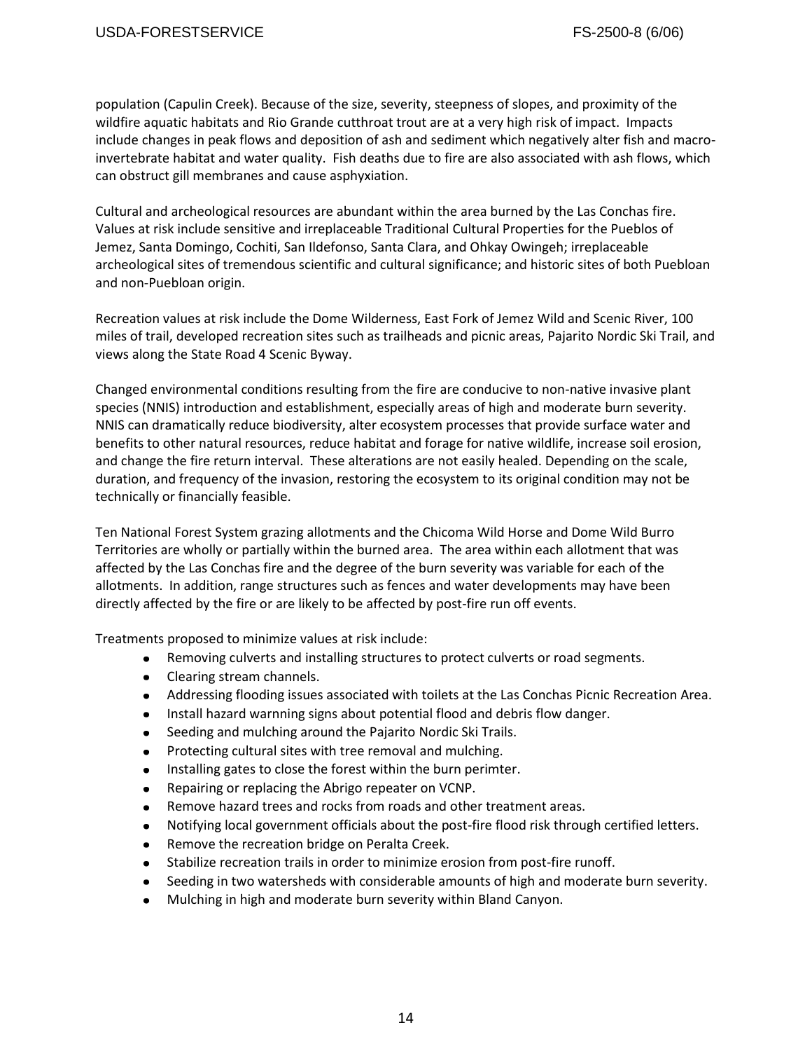population (Capulin Creek). Because of the size, severity, steepness of slopes, and proximity of the wildfire aquatic habitats and Rio Grande cutthroat trout are at a very high risk of impact. Impacts include changes in peak flows and deposition of ash and sediment which negatively alter fish and macro-invertebrate habitat and water quality. Fish deaths due to fire are also associated with ash flows, which can obstruct gill membranes and cause asphyxiation.

Cultural and archeological resources are abundant within the area burned by the Las Conchas fire. Values at risk include sensitive and irreplaceable Traditional Cultural Properties for the Pueblos of Jemez, Santa Domingo, Cochiti, San Ildefonso, Santa Clara, and Ohkay Owingeh; irreplaceable archeological sites of tremendous scientific and cultural significance; and historic sites of both Puebloan and non-Puebloan origin.

Recreation values at risk include the Dome Wilderness, East Fork of Jemez Wild and Scenic River, 100 miles of trail, developed recreation sites such as trailheads and picnic areas, Pajarito Nordic Ski Trail, and views along the State Road 4 Scenic Byway.

Changed environmental conditions resulting from the fire are conducive to non-native invasive plant species (NNIS) introduction and establishment, especially areas of high and moderate burn severity. NNIS can dramatically reduce biodiversity, alter ecosystem processes that provide surface water and benefits to other natural resources, reduce habitat and forage for native wildlife, increase soil erosion, and change the fire return interval. These alterations are not easily healed. Depending on the scale, duration, and frequency of the invasion, restoring the ecosystem to its original condition may not be technically or financially feasible.

Ten National Forest System grazing allotments and the Chicoma Wild Horse and Dome Wild Burro Territories are wholly or partially within the burned area. The area within each allotment that was affected by the Las Conchas fire and the degree of the burn severity was variable for each of the allotments. In addition, range structures such as fences and water developments may have been directly affected by the fire or are likely to be affected by post-fire run off events.

Treatments proposed to minimize values at risk include:

- Removing culverts and installing structures to protect culverts or road segments.
- Clearing stream channels.
- Addressing flooding issues associated with toilets at the Las Conchas Picnic Recreation Area.
- Install hazard warnning signs about potential flood and debris flow danger.
- Seeding and mulching around the Pajarito Nordic Ski Trails.
- Protecting cultural sites with tree removal and mulching.
- Installing gates to close the forest within the burn perimter.
- Repairing or replacing the Abrigo repeater on VCNP.
- Remove hazard trees and rocks from roads and other treatment areas.
- Notifying local government officials about the post-fire flood risk through certified letters.
- Remove the recreation bridge on Peralta Creek.
- Stabilize recreation trails in order to minimize erosion from post-fire runoff.
- Seeding in two watersheds with considerable amounts of high and moderate burn severity.
- Mulching in high and moderate burn severity within Bland Canyon.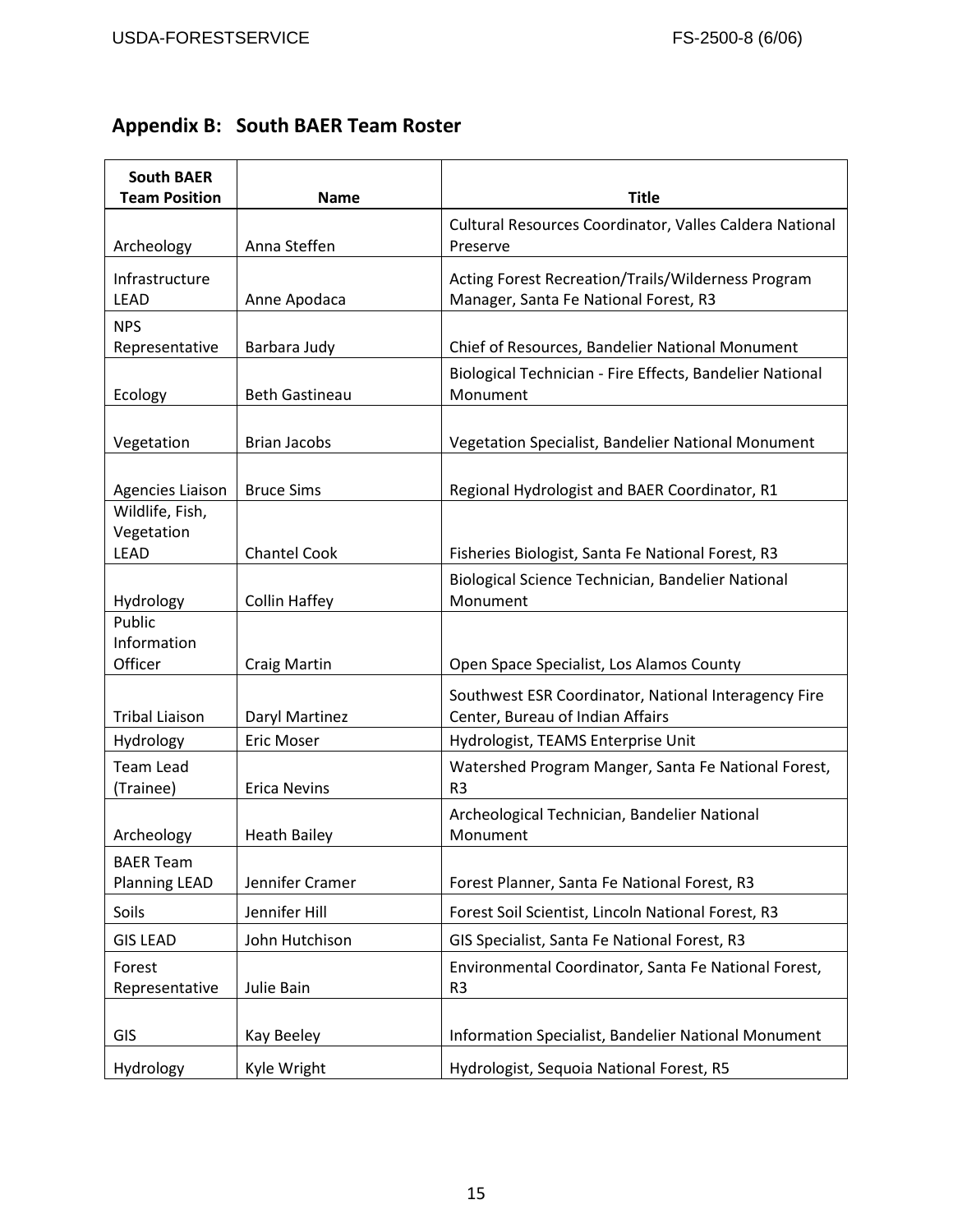## Appendix B: South BAER Team Roster

| South BAER Team Position | Name | Title |
|---|---|---|
| Archeology | Anna Steffen | Cultural Resources Coordinator, Valles Caldera National Preserve |
| Infrastructure LEAD | Anne Apodaca | Acting Forest Recreation/Trails/Wilderness Program Manager, Santa Fe National Forest, R3 |
| NPS Representative | Barbara Judy | Chief of Resources, Bandelier National Monument |
| Ecology | Beth Gastineau | Biological Technician - Fire Effects, Bandelier National Monument |
| Vegetation | Brian Jacobs | Vegetation Specialist, Bandelier National Monument |
| Agencies Liaison | Bruce Sims | Regional Hydrologist and BAER Coordinator, R1 |
| Wildlife, Fish, Vegetation LEAD | Chantel Cook | Fisheries Biologist, Santa Fe National Forest, R3 |
| Hydrology | Collin Haffey | Biological Science Technician, Bandelier National Monument |
| Public Information Officer | Craig Martin | Open Space Specialist, Los Alamos County |
| Tribal Liaison | Daryl Martinez | Southwest ESR Coordinator, National Interagency Fire Center, Bureau of Indian Affairs |
| Hydrology | Eric Moser | Hydrologist, TEAMS Enterprise Unit |
| Team Lead (Trainee) | Erica Nevins | Watershed Program Manger, Santa Fe National Forest, R3 |
| Archeology | Heath Bailey | Archeological Technician, Bandelier National Monument |
| BAER Team Planning LEAD | Jennifer Cramer | Forest Planner, Santa Fe National Forest, R3 |
| Soils | Jennifer Hill | Forest Soil Scientist, Lincoln National Forest, R3 |
| GIS LEAD | John Hutchison | GIS Specialist, Santa Fe National Forest, R3 |
| Forest Representative | Julie Bain | Environmental Coordinator, Santa Fe National Forest, R3 |
| GIS | Kay Beeley | Information Specialist, Bandelier National Monument |
| Hydrology | Kyle Wright | Hydrologist, Sequoia National Forest, R5 |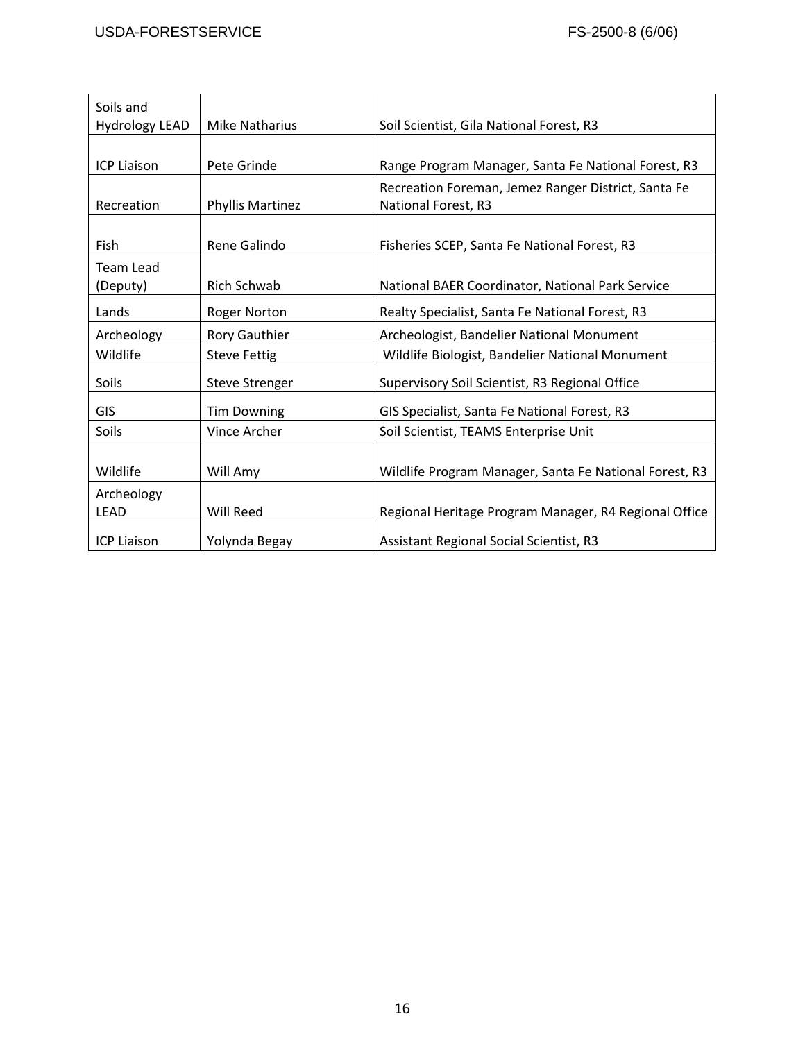| | | |
|---|---|---|
| Soils and Hydrology LEAD | Mike Natharius | Soil Scientist, Gila National Forest, R3 |
| ICP Liaison | Pete Grinde | Range Program Manager, Santa Fe National Forest, R3 |
| Recreation | Phyllis Martinez | Recreation Foreman, Jemez Ranger District, Santa Fe National Forest, R3 |
| Fish | Rene Galindo | Fisheries SCEP, Santa Fe National Forest, R3 |
| Team Lead (Deputy) | Rich Schwab | National BAER Coordinator, National Park Service |
| Lands | Roger Norton | Realty Specialist, Santa Fe National Forest, R3 |
| Archeology | Rory Gauthier | Archeologist, Bandelier National Monument |
| Wildlife | Steve Fettig | Wildlife Biologist, Bandelier National Monument |
| Soils | Steve Strenger | Supervisory Soil Scientist, R3 Regional Office |
| GIS | Tim Downing | GIS Specialist, Santa Fe National Forest, R3 |
| Soils | Vince Archer | Soil Scientist, TEAMS Enterprise Unit |
| Wildlife | Will Amy | Wildlife Program Manager, Santa Fe National Forest, R3 |
| Archeology LEAD | Will Reed | Regional Heritage Program Manager, R4 Regional Office |
| ICP Liaison | Yolynda Begay | Assistant Regional Social Scientist, R3 |